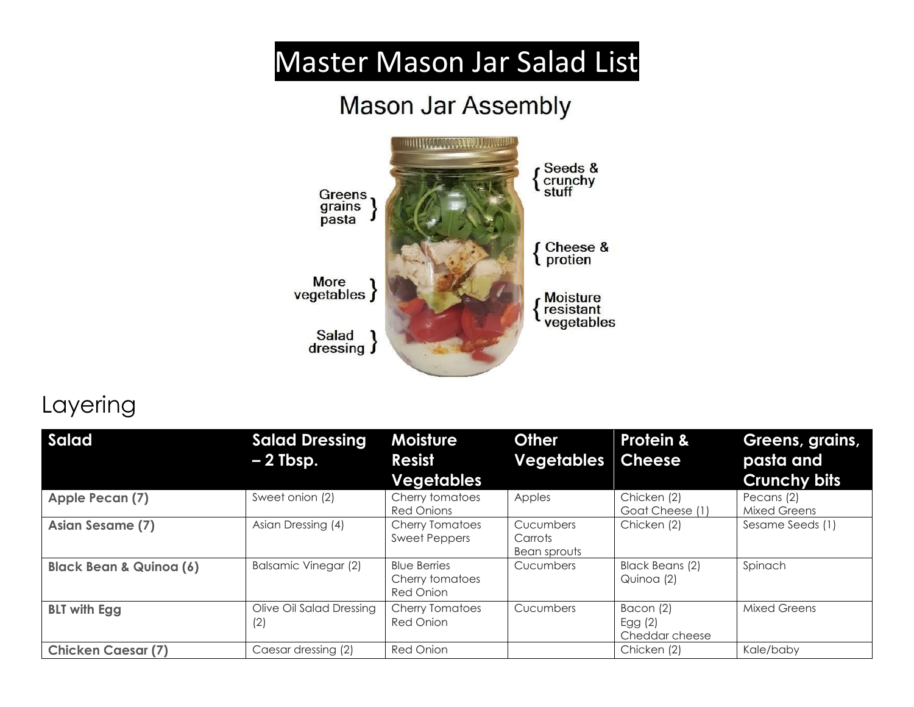# Master Mason Jar Salad List

## Mason Jar Assembly

Greens grains pasta

More vegetables

Salad dressing

Seeds & crunchy stuff

Cheese & protien

Moisture resistant vegetables

## Layering

| Salad | Salad Dressing – 2 Tbsp. | Moisture Resist Vegetables | Other Vegetables | Protein & Cheese | Greens, grains, pasta and Crunchy bits |
|---|---|---|---|---|---|
| **Apple Pecan (7)** | Sweet onion (2) | Cherry tomatoes<br>Red Onions | Apples | Chicken (2)<br>Goat Cheese (1) | Pecans (2)<br>Mixed Greens |
| **Asian Sesame (7)** | Asian Dressing (4) | Cherry Tomatoes<br>Sweet Peppers | Cucumbers<br>Carrots<br>Bean sprouts | Chicken (2) | Sesame Seeds (1) |
| **Black Bean & Quinoa (6)** | Balsamic Vinegar (2) | Blue Berries<br>Cherry tomatoes<br>Red Onion | Cucumbers | Black Beans (2)<br>Quinoa (2) | Spinach |
| **BLT with Egg** | Olive Oil Salad Dressing (2) | Cherry Tomatoes<br>Red Onion | Cucumbers | Bacon (2)<br>Egg (2)<br>Cheddar cheese | Mixed Greens |
| **Chicken Caesar (7)** | Caesar dressing (2) | Red Onion | | Chicken (2) | Kale/baby |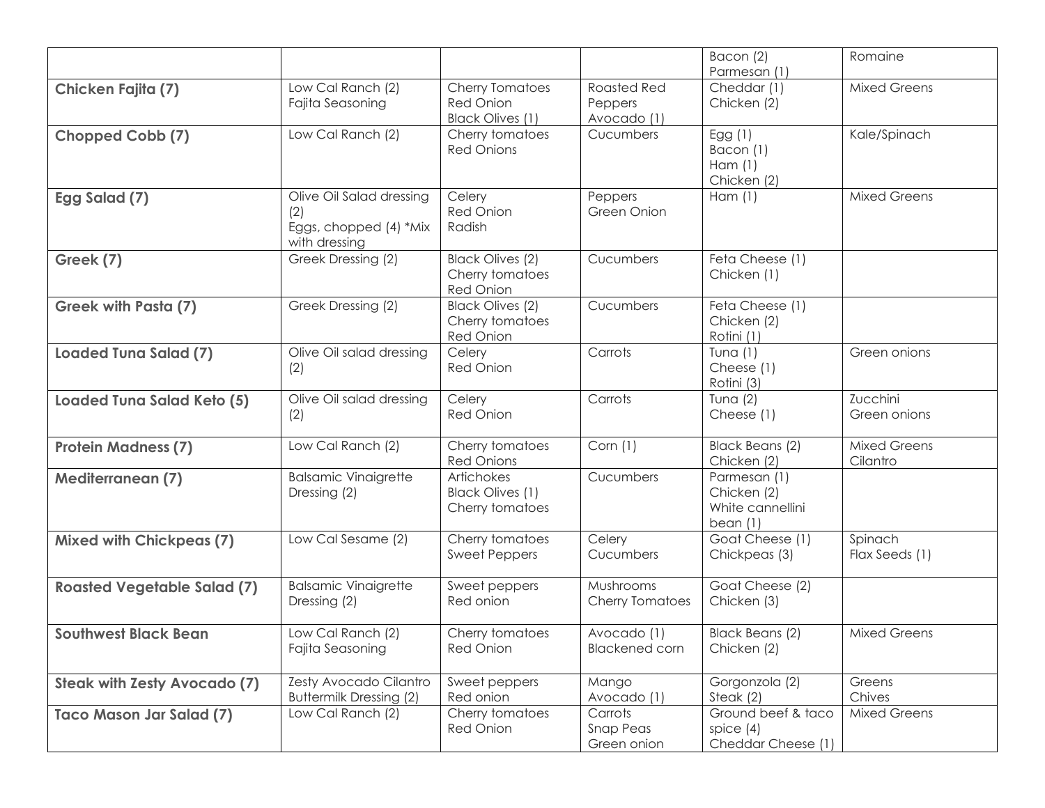| | | | | | |
|---|---|---|---|---|---|
| | | | | Bacon (2)<br>Parmesan (1) | Romaine |
| **Chicken Fajita (7)** | Low Cal Ranch (2)<br>Fajita Seasoning | Cherry Tomatoes<br>Red Onion<br>Black Olives (1) | Roasted Red Peppers<br>Avocado (1) | Cheddar (1)<br>Chicken (2) | Mixed Greens |
| **Chopped Cobb (7)** | Low Cal Ranch (2) | Cherry tomatoes<br>Red Onions | Cucumbers | Egg (1)<br>Bacon (1)<br>Ham (1)<br>Chicken (2) | Kale/Spinach |
| **Egg Salad (7)** | Olive Oil Salad dressing (2)<br>Eggs, chopped (4) *Mix with dressing | Celery<br>Red Onion<br>Radish | Peppers<br>Green Onion | Ham (1) | Mixed Greens |
| **Greek (7)** | Greek Dressing (2) | Black Olives (2)<br>Cherry tomatoes<br>Red Onion | Cucumbers | Feta Cheese (1)<br>Chicken (1) | |
| **Greek with Pasta (7)** | Greek Dressing (2) | Black Olives (2)<br>Cherry tomatoes<br>Red Onion | Cucumbers | Feta Cheese (1)<br>Chicken (2)<br>Rotini (1) | |
| **Loaded Tuna Salad (7)** | Olive Oil salad dressing (2) | Celery<br>Red Onion | Carrots | Tuna (1)<br>Cheese (1)<br>Rotini (3) | Green onions |
| **Loaded Tuna Salad Keto (5)** | Olive Oil salad dressing (2) | Celery<br>Red Onion | Carrots | Tuna (2)<br>Cheese (1) | Zucchini<br>Green onions |
| **Protein Madness (7)** | Low Cal Ranch (2) | Cherry tomatoes<br>Red Onions | Corn (1) | Black Beans (2)<br>Chicken (2) | Mixed Greens<br>Cilantro |
| **Mediterranean (7)** | Balsamic Vinaigrette Dressing (2) | Artichokes<br>Black Olives (1)<br>Cherry tomatoes | Cucumbers | Parmesan (1)<br>Chicken (2)<br>White cannellini bean (1) | |
| **Mixed with Chickpeas (7)** | Low Cal Sesame (2) | Cherry tomatoes<br>Sweet Peppers | Celery<br>Cucumbers | Goat Cheese (1)<br>Chickpeas (3) | Spinach<br>Flax Seeds (1) |
| **Roasted Vegetable Salad (7)** | Balsamic Vinaigrette Dressing (2) | Sweet peppers<br>Red onion | Mushrooms<br>Cherry Tomatoes | Goat Cheese (2)<br>Chicken (3) | |
| **Southwest Black Bean** | Low Cal Ranch (2)<br>Fajita Seasoning | Cherry tomatoes<br>Red Onion | Avocado (1)<br>Blackened corn | Black Beans (2)<br>Chicken (2) | Mixed Greens |
| **Steak with Zesty Avocado (7)** | Zesty Avocado Cilantro Buttermilk Dressing (2) | Sweet peppers<br>Red onion | Mango<br>Avocado (1) | Gorgonzola (2)<br>Steak (2) | Greens<br>Chives |
| **Taco Mason Jar Salad (7)** | Low Cal Ranch (2) | Cherry tomatoes<br>Red Onion | Carrots<br>Snap Peas<br>Green onion | Ground beef & taco spice (4)<br>Cheddar Cheese (1) | Mixed Greens |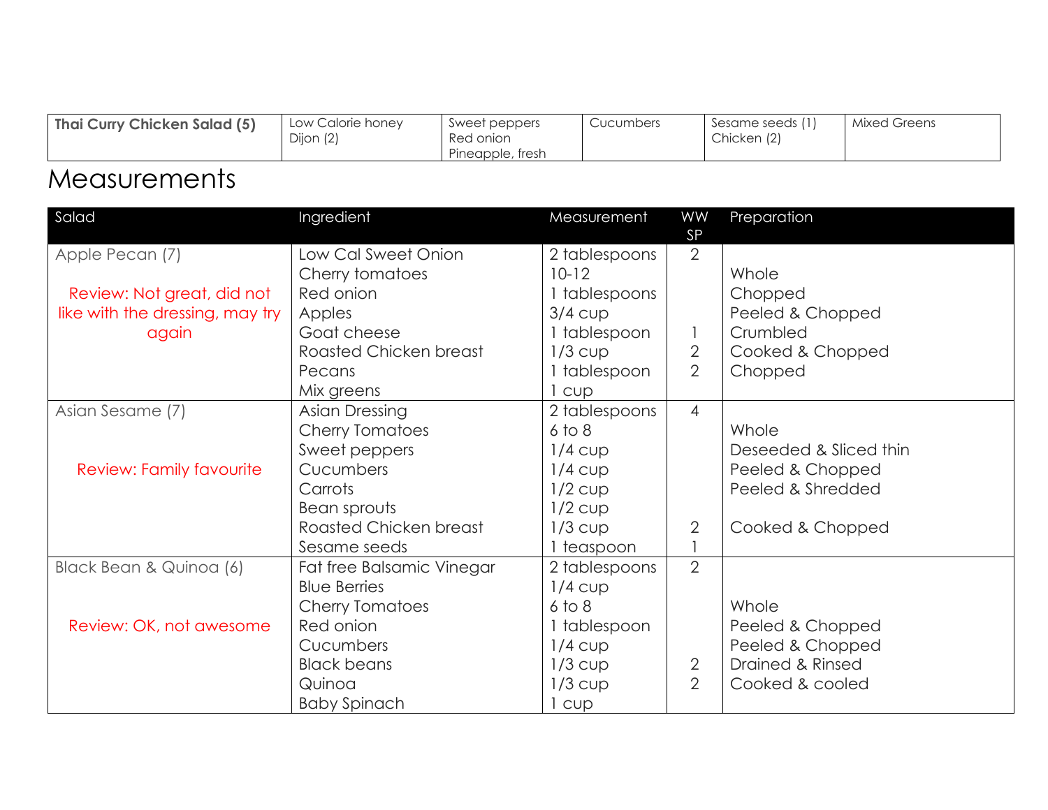| **Thai Curry Chicken Salad (5)** | Low Calorie honey Dijon (2) | Sweet peppers<br>Red onion<br>Pineapple, fresh | Cucumbers | Sesame seeds (1)<br>Chicken (2) | Mixed Greens |
|---|---|---|---|---|---|

# Measurements

| Salad | Ingredient | Measurement | WW SP | Preparation |
|---|---|---|---|---|
| Apple Pecan (7) | Low Cal Sweet Onion | 2 tablespoons | 2 | |
| | Cherry tomatoes | 10-12 | | Whole |
| Review: Not great, did not like with the dressing, may try again | Red onion | 1 tablespoons | | Chopped |
| | Apples | 3/4 cup | | Peeled & Chopped |
| | Goat cheese | 1 tablespoon | 1 | Crumbled |
| | Roasted Chicken breast | 1/3 cup | 2 | Cooked & Chopped |
| | Pecans | 1 tablespoon | 2 | Chopped |
| | Mix greens | 1 cup | | |
| Asian Sesame (7) | Asian Dressing | 2 tablespoons | 4 | |
| | Cherry Tomatoes | 6 to 8 | | Whole |
| | Sweet peppers | 1/4 cup | | Deseeded & Sliced thin |
| Review: Family favourite | Cucumbers | 1/4 cup | | Peeled & Chopped |
| | Carrots | 1/2 cup | | Peeled & Shredded |
| | Bean sprouts | 1/2 cup | | |
| | Roasted Chicken breast | 1/3 cup | 2 | Cooked & Chopped |
| | Sesame seeds | 1 teaspoon | 1 | |
| Black Bean & Quinoa (6) | Fat free Balsamic Vinegar | 2 tablespoons | 2 | |
| | Blue Berries | 1/4 cup | | |
| | Cherry Tomatoes | 6 to 8 | | Whole |
| Review: OK, not awesome | Red onion | 1 tablespoon | | Peeled & Chopped |
| | Cucumbers | 1/4 cup | | Peeled & Chopped |
| | Black beans | 1/3 cup | 2 | Drained & Rinsed |
| | Quinoa | 1/3 cup | 2 | Cooked & cooled |
| | Baby Spinach | 1 cup | | |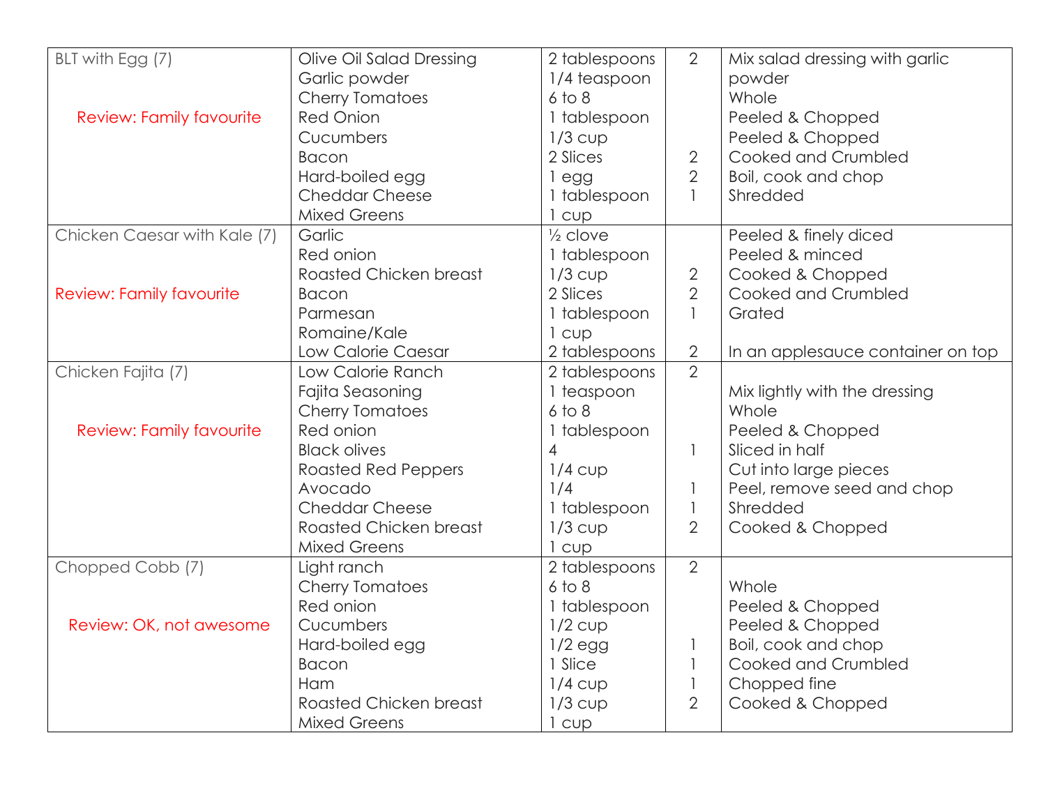| | | | | |
|---|---|---|---|---|
| BLT with Egg (7)<br><br>Review: Family favourite | Olive Oil Salad Dressing<br>Garlic powder<br>Cherry Tomatoes<br>Red Onion<br>Cucumbers<br>Bacon<br>Hard-boiled egg<br>Cheddar Cheese<br>Mixed Greens | 2 tablespoons<br>1/4 teaspoon<br>6 to 8<br>1 tablespoon<br>1/3 cup<br>2 Slices<br>1 egg<br>1 tablespoon<br>1 cup | 2<br><br><br><br><br>2<br>2<br>1 | Mix salad dressing with garlic powder<br>Whole<br>Peeled & Chopped<br>Peeled & Chopped<br>Cooked and Crumbled<br>Boil, cook and chop<br>Shredded |
| Chicken Caesar with Kale (7)<br><br>Review: Family favourite | Garlic<br>Red onion<br>Roasted Chicken breast<br>Bacon<br>Parmesan<br>Romaine/Kale<br>Low Calorie Caesar | ½ clove<br>1 tablespoon<br>1/3 cup<br>2 Slices<br>1 tablespoon<br>1 cup<br>2 tablespoons | <br><br>2<br>2<br>1<br><br>2 | Peeled & finely diced<br>Peeled & minced<br>Cooked & Chopped<br>Cooked and Crumbled<br>Grated<br><br>In an applesauce container on top |
| Chicken Fajita (7)<br><br>Review: Family favourite | Low Calorie Ranch<br>Fajita Seasoning<br>Cherry Tomatoes<br>Red onion<br>Black olives<br>Roasted Red Peppers<br>Avocado<br>Cheddar Cheese<br>Roasted Chicken breast<br>Mixed Greens | 2 tablespoons<br>1 teaspoon<br>6 to 8<br>1 tablespoon<br>4<br>1/4 cup<br>1/4<br>1 tablespoon<br>1/3 cup<br>1 cup | 2<br><br><br><br>1<br><br>1<br>1<br>2 | <br>Mix lightly with the dressing<br>Whole<br>Peeled & Chopped<br>Sliced in half<br>Cut into large pieces<br>Peel, remove seed and chop<br>Shredded<br>Cooked & Chopped |
| Chopped Cobb (7)<br><br>Review: OK, not awesome | Light ranch<br>Cherry Tomatoes<br>Red onion<br>Cucumbers<br>Hard-boiled egg<br>Bacon<br>Ham<br>Roasted Chicken breast<br>Mixed Greens | 2 tablespoons<br>6 to 8<br>1 tablespoon<br>1/2 cup<br>1/2 egg<br>1 Slice<br>1/4 cup<br>1/3 cup<br>1 cup | 2<br><br><br><br>1<br>1<br>1<br>2 | <br>Whole<br>Peeled & Chopped<br>Peeled & Chopped<br>Boil, cook and chop<br>Cooked and Crumbled<br>Chopped fine<br>Cooked & Chopped |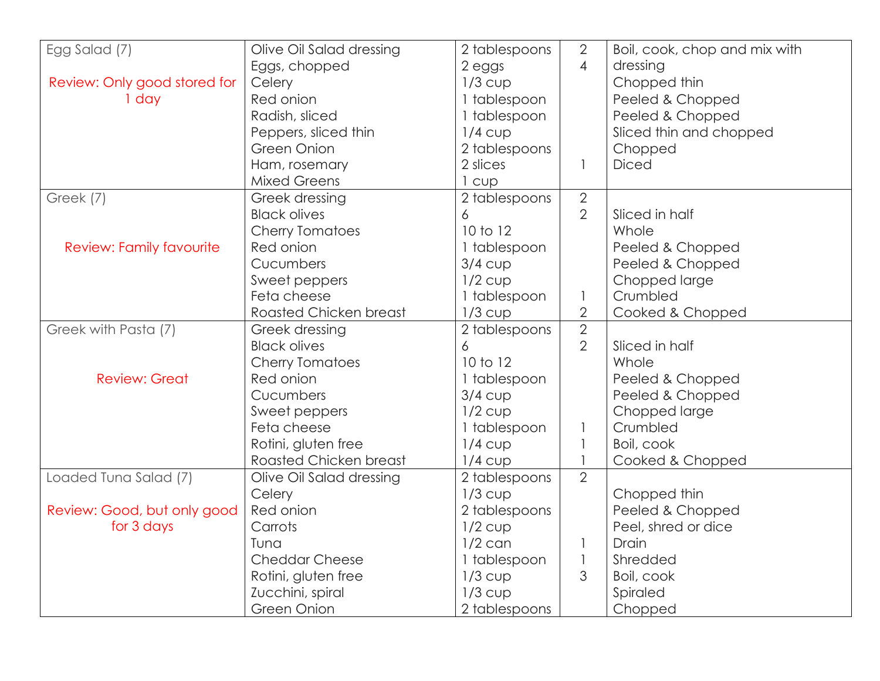| | | | | |
|---|---|---|---|---|
| Egg Salad (7)<br><br>Review: Only good stored for 1 day | Olive Oil Salad dressing<br>Eggs, chopped<br>Celery<br>Red onion<br>Radish, sliced<br>Peppers, sliced thin<br>Green Onion<br>Ham, rosemary<br>Mixed Greens | 2 tablespoons<br>2 eggs<br>1/3 cup<br>1 tablespoon<br>1 tablespoon<br>1/4 cup<br>2 tablespoons<br>2 slices<br>1 cup | 2<br>4<br><br><br><br><br><br>1<br> | Boil, cook, chop and mix with dressing<br>Chopped thin<br>Peeled & Chopped<br>Peeled & Chopped<br>Sliced thin and chopped<br>Chopped<br>Diced |
| Greek (7)<br><br>Review: Family favourite | Greek dressing<br>Black olives<br>Cherry Tomatoes<br>Red onion<br>Cucumbers<br>Sweet peppers<br>Feta cheese<br>Roasted Chicken breast | 2 tablespoons<br>6<br>10 to 12<br>1 tablespoon<br>3/4 cup<br>1/2 cup<br>1 tablespoon<br>1/3 cup | 2<br>2<br><br><br><br><br>1<br>2 | <br>Sliced in half<br>Whole<br>Peeled & Chopped<br>Peeled & Chopped<br>Chopped large<br>Crumbled<br>Cooked & Chopped |
| Greek with Pasta (7)<br><br>Review: Great | Greek dressing<br>Black olives<br>Cherry Tomatoes<br>Red onion<br>Cucumbers<br>Sweet peppers<br>Feta cheese<br>Rotini, gluten free<br>Roasted Chicken breast | 2 tablespoons<br>6<br>10 to 12<br>1 tablespoon<br>3/4 cup<br>1/2 cup<br>1 tablespoon<br>1/4 cup<br>1/4 cup | 2<br>2<br><br><br><br><br>1<br>1<br>1 | <br>Sliced in half<br>Whole<br>Peeled & Chopped<br>Peeled & Chopped<br>Chopped large<br>Crumbled<br>Boil, cook<br>Cooked & Chopped |
| Loaded Tuna Salad (7)<br><br>Review: Good, but only good for 3 days | Olive Oil Salad dressing<br>Celery<br>Red onion<br>Carrots<br>Tuna<br>Cheddar Cheese<br>Rotini, gluten free<br>Zucchini, spiral<br>Green Onion | 2 tablespoons<br>1/3 cup<br>2 tablespoons<br>1/2 cup<br>1/2 can<br>1 tablespoon<br>1/3 cup<br>1/3 cup<br>2 tablespoons | 2<br><br><br><br>1<br>1<br>3<br><br> | <br>Chopped thin<br>Peeled & Chopped<br>Peel, shred or dice<br>Drain<br>Shredded<br>Boil, cook<br>Spiraled<br>Chopped |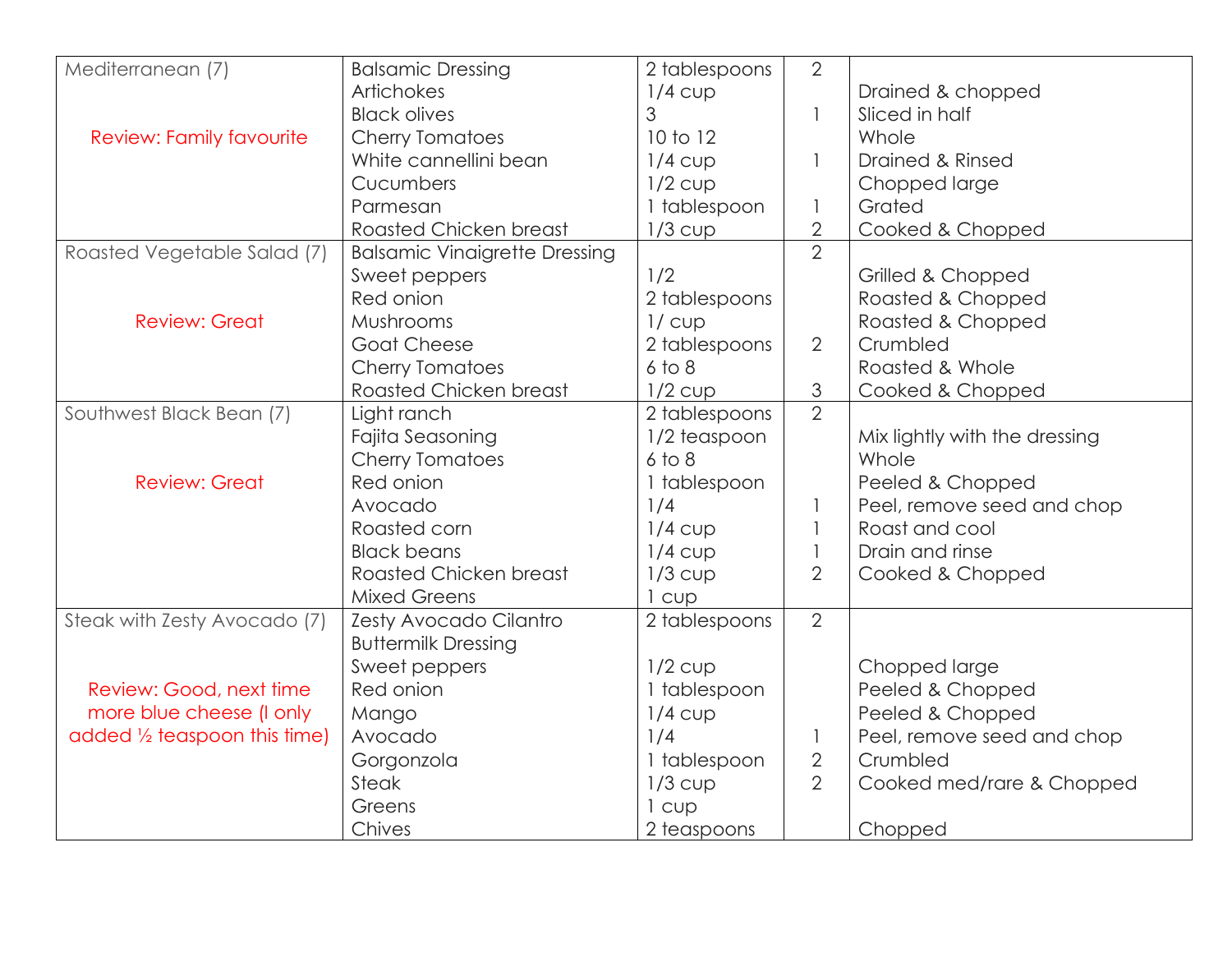| | | | | |
|---|---|---|---|---|
| Mediterranean (7)<br><br>Review: Family favourite | Balsamic Dressing | 2 tablespoons | 2 | |
| | Artichokes | 1/4 cup | | Drained & chopped |
| | Black olives | 3 | 1 | Sliced in half |
| | Cherry Tomatoes | 10 to 12 | | Whole |
| | White cannellini bean | 1/4 cup | 1 | Drained & Rinsed |
| | Cucumbers | 1/2 cup | | Chopped large |
| | Parmesan | 1 tablespoon | 1 | Grated |
| | Roasted Chicken breast | 1/3 cup | 2 | Cooked & Chopped |
| Roasted Vegetable Salad (7)<br><br>Review: Great | Balsamic Vinaigrette Dressing | | 2 | |
| | Sweet peppers | 1/2 | | Grilled & Chopped |
| | Red onion | 2 tablespoons | | Roasted & Chopped |
| | Mushrooms | 1/ cup | | Roasted & Chopped |
| | Goat Cheese | 2 tablespoons | 2 | Crumbled |
| | Cherry Tomatoes | 6 to 8 | | Roasted & Whole |
| | Roasted Chicken breast | 1/2 cup | 3 | Cooked & Chopped |
| Southwest Black Bean (7)<br><br>Review: Great | Light ranch | 2 tablespoons | 2 | |
| | Fajita Seasoning | 1/2 teaspoon | | Mix lightly with the dressing |
| | Cherry Tomatoes | 6 to 8 | | Whole |
| | Red onion | 1 tablespoon | | Peeled & Chopped |
| | Avocado | 1/4 | 1 | Peel, remove seed and chop |
| | Roasted corn | 1/4 cup | 1 | Roast and cool |
| | Black beans | 1/4 cup | 1 | Drain and rinse |
| | Roasted Chicken breast | 1/3 cup | 2 | Cooked & Chopped |
| | Mixed Greens | 1 cup | | |
| Steak with Zesty Avocado (7)<br><br>Review: Good, next time more blue cheese (I only added ½ teaspoon this time) | Zesty Avocado Cilantro Buttermilk Dressing | 2 tablespoons | 2 | |
| | Sweet peppers | 1/2 cup | | Chopped large |
| | Red onion | 1 tablespoon | | Peeled & Chopped |
| | Mango | 1/4 cup | | Peeled & Chopped |
| | Avocado | 1/4 | 1 | Peel, remove seed and chop |
| | Gorgonzola | 1 tablespoon | 2 | Crumbled |
| | Steak | 1/3 cup | 2 | Cooked med/rare & Chopped |
| | Greens | 1 cup | | |
| | Chives | 2 teaspoons | | Chopped |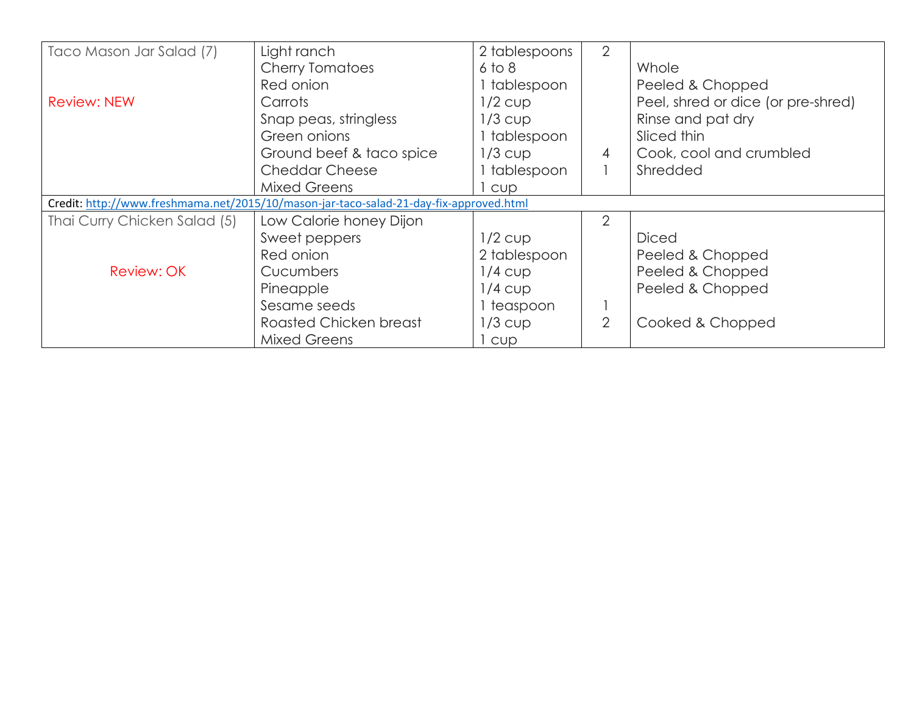| | | | | |
|---|---|---|---|---|
| Taco Mason Jar Salad (7) | Light ranch | 2 tablespoons | 2 | |
| | Cherry Tomatoes | 6 to 8 | | Whole |
| | Red onion | 1 tablespoon | | Peeled & Chopped |
| Review: NEW | Carrots | 1/2 cup | | Peel, shred or dice (or pre-shred) |
| | Snap peas, stringless | 1/3 cup | | Rinse and pat dry |
| | Green onions | 1 tablespoon | | Sliced thin |
| | Ground beef & taco spice | 1/3 cup | 4 | Cook, cool and crumbled |
| | Cheddar Cheese | 1 tablespoon | 1 | Shredded |
| | Mixed Greens | 1 cup | | |
| Credit: http://www.freshmama.net/2015/10/mason-jar-taco-salad-21-day-fix-approved.html | | | | |
| Thai Curry Chicken Salad (5) | Low Calorie honey Dijon | | 2 | |
| | Sweet peppers | 1/2 cup | | Diced |
| | Red onion | 2 tablespoon | | Peeled & Chopped |
| Review: OK | Cucumbers | 1/4 cup | | Peeled & Chopped |
| | Pineapple | 1/4 cup | | Peeled & Chopped |
| | Sesame seeds | 1 teaspoon | 1 | |
| | Roasted Chicken breast | 1/3 cup | 2 | Cooked & Chopped |
| | Mixed Greens | 1 cup | | |